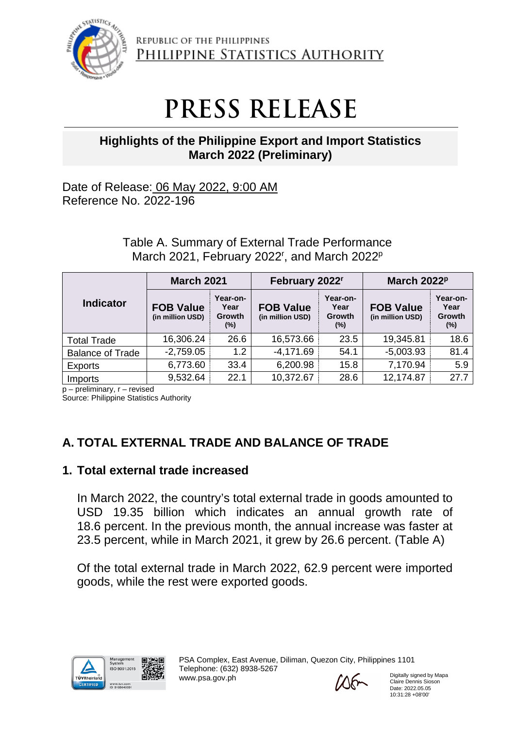REPUBLIC OF THE PHILIPPINES
PHILIPPINE STATISTICS AUTHORITY

# PRESS RELEASE

## Highlights of the Philippine Export and Import Statistics March 2022 (Preliminary)

Date of Release: 06 May 2022, 9:00 AM
Reference No. 2022-196

Table A. Summary of External Trade Performance
March 2021, February 2022[r], and March 2022[p]

| Indicator | March 2021 | | February 2022[r] | | March 2022[p] | |
|---|---|---|---|---|---|---|
| | FOB Value (in million USD) | Year-on-Year Growth (%) | FOB Value (in million USD) | Year-on-Year Growth (%) | FOB Value (in million USD) | Year-on-Year Growth (%) |
| Total Trade | 16,306.24 | 26.6 | 16,573.66 | 23.5 | 19,345.81 | 18.6 |
| Balance of Trade | -2,759.05 | 1.2 | -4,171.69 | 54.1 | -5,003.93 | 81.4 |
| Exports | 6,773.60 | 33.4 | 6,200.98 | 15.8 | 7,170.94 | 5.9 |
| Imports | 9,532.64 | 22.1 | 10,372.67 | 28.6 | 12,174.87 | 27.7 |

p – preliminary, r – revised
Source: Philippine Statistics Authority

## A. TOTAL EXTERNAL TRADE AND BALANCE OF TRADE

### 1. Total external trade increased

In March 2022, the country's total external trade in goods amounted to USD 19.35 billion which indicates an annual growth rate of 18.6 percent. In the previous month, the annual increase was faster at 23.5 percent, while in March 2021, it grew by 26.6 percent. (Table A)

Of the total external trade in March 2022, 62.9 percent were imported goods, while the rest were exported goods.

PSA Complex, East Avenue, Diliman, Quezon City, Philippines 1101
Telephone: (632) 8938-5267
www.psa.gov.ph

Digitally signed by Mapa Claire Dennis Sioson
Date: 2022.05.05 10:31:28 +08'00'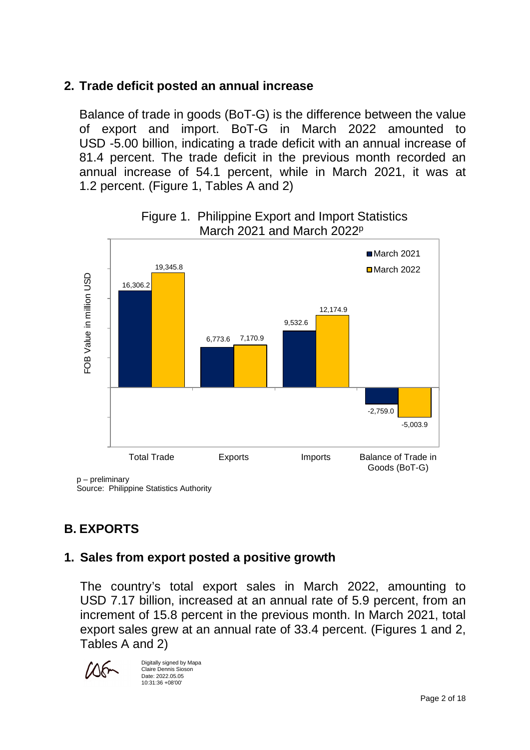## 2. Trade deficit posted an annual increase

Balance of trade in goods (BoT-G) is the difference between the value of export and import. BoT-G in March 2022 amounted to USD -5.00 billion, indicating a trade deficit with an annual increase of 81.4 percent. The trade deficit in the previous month recorded an annual increase of 54.1 percent, while in March 2021, it was at 1.2 percent. (Figure 1, Tables A and 2)

Figure 1. Philippine Export and Import Statistics March 2021 and March 2022[p]

FOB Value in million USD

| | March 2021 | March 2022 |
|---|---|---|
| Total Trade | 16,306.2 | 19,345.8 |
| Exports | 6,773.6 | 7,170.9 |
| Imports | 9,532.6 | 12,174.9 |
| Balance of Trade in Goods (BoT-G) | -2,759.0 | -5,003.9 |

p – preliminary
Source: Philippine Statistics Authority

# B. EXPORTS

## 1. Sales from export posted a positive growth

The country's total export sales in March 2022, amounting to USD 7.17 billion, increased at an annual rate of 5.9 percent, from an increment of 15.8 percent in the previous month. In March 2021, total export sales grew at an annual rate of 33.4 percent. (Figures 1 and 2, Tables A and 2)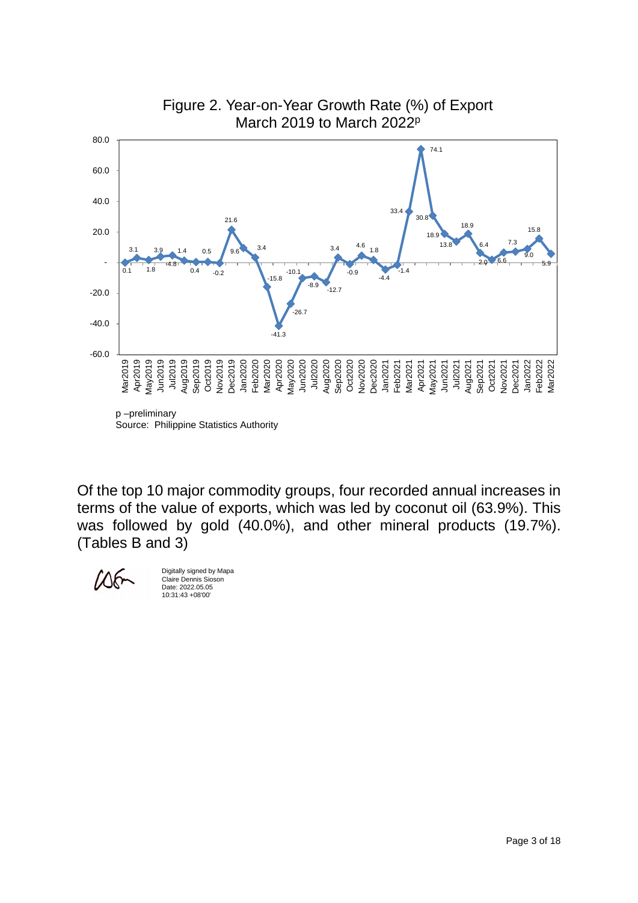Figure 2. Year-on-Year Growth Rate (%) of Export
March 2019 to March 2022p

p –preliminary
Source: Philippine Statistics Authority

Of the top 10 major commodity groups, four recorded annual increases in terms of the value of exports, which was led by coconut oil (63.9%). This was followed by gold (40.0%), and other mineral products (19.7%). (Tables B and 3)

Digitally signed by Mapa Claire Dennis Sioson
Date: 2022.05.05
10:31:43 +08'00'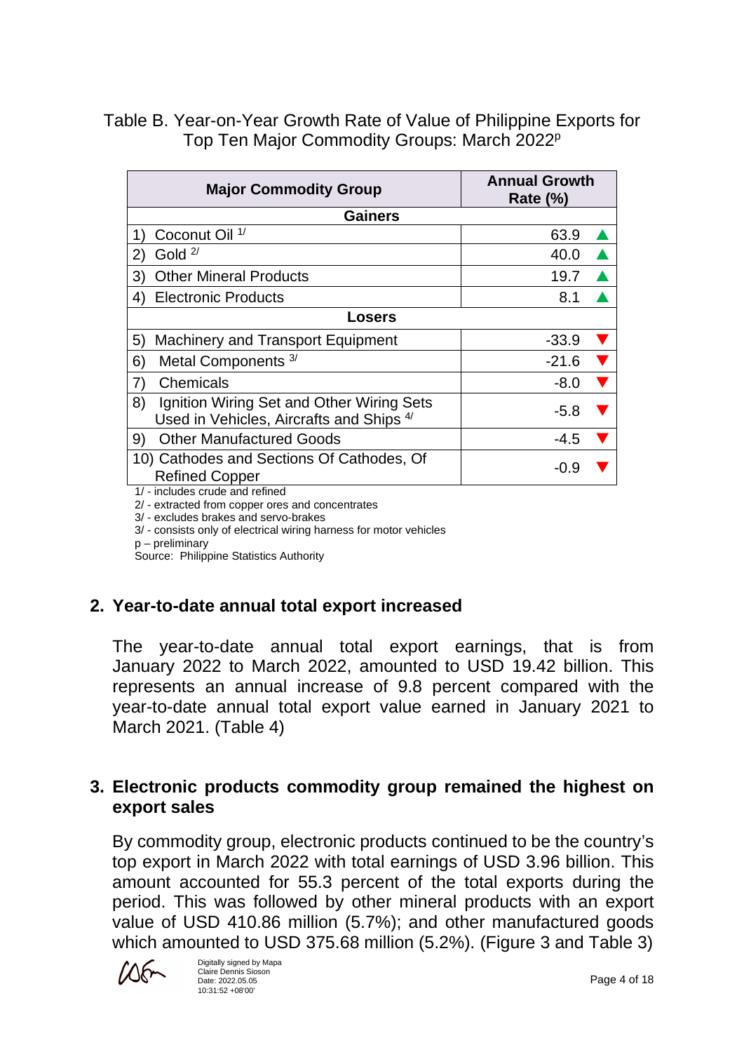Table B. Year-on-Year Growth Rate of Value of Philippine Exports for Top Ten Major Commodity Groups: March 2022[p]

| Major Commodity Group | Annual Growth Rate (%) |
|---|---|
| **Gainers** | |
| 1) Coconut Oil [1/] | 63.9 ▲ |
| 2) Gold [2/] | 40.0 ▲ |
| 3) Other Mineral Products | 19.7 ▲ |
| 4) Electronic Products | 8.1 ▲ |
| **Losers** | |
| 5) Machinery and Transport Equipment | -33.9 ▼ |
| 6) Metal Components [3/] | -21.6 ▼ |
| 7) Chemicals | -8.0 ▼ |
| 8) Ignition Wiring Set and Other Wiring Sets Used in Vehicles, Aircrafts and Ships [4/] | -5.8 ▼ |
| 9) Other Manufactured Goods | -4.5 ▼ |
| 10) Cathodes and Sections Of Cathodes, Of Refined Copper | -0.9 ▼ |

1/ - includes crude and refined
2/ - extracted from copper ores and concentrates
3/ - excludes brakes and servo-brakes
3/ - consists only of electrical wiring harness for motor vehicles
p – preliminary
Source: Philippine Statistics Authority

## 2. Year-to-date annual total export increased

The year-to-date annual total export earnings, that is from January 2022 to March 2022, amounted to USD 19.42 billion. This represents an annual increase of 9.8 percent compared with the year-to-date annual total export value earned in January 2021 to March 2021. (Table 4)

## 3. Electronic products commodity group remained the highest on export sales

By commodity group, electronic products continued to be the country's top export in March 2022 with total earnings of USD 3.96 billion. This amount accounted for 55.3 percent of the total exports during the period. This was followed by other mineral products with an export value of USD 410.86 million (5.7%); and other manufactured goods which amounted to USD 375.68 million (5.2%). (Figure 3 and Table 3)

Digitally signed by Mapa Claire Dennis Sioson
Date: 2022.05.05 10:31:52 +08'00'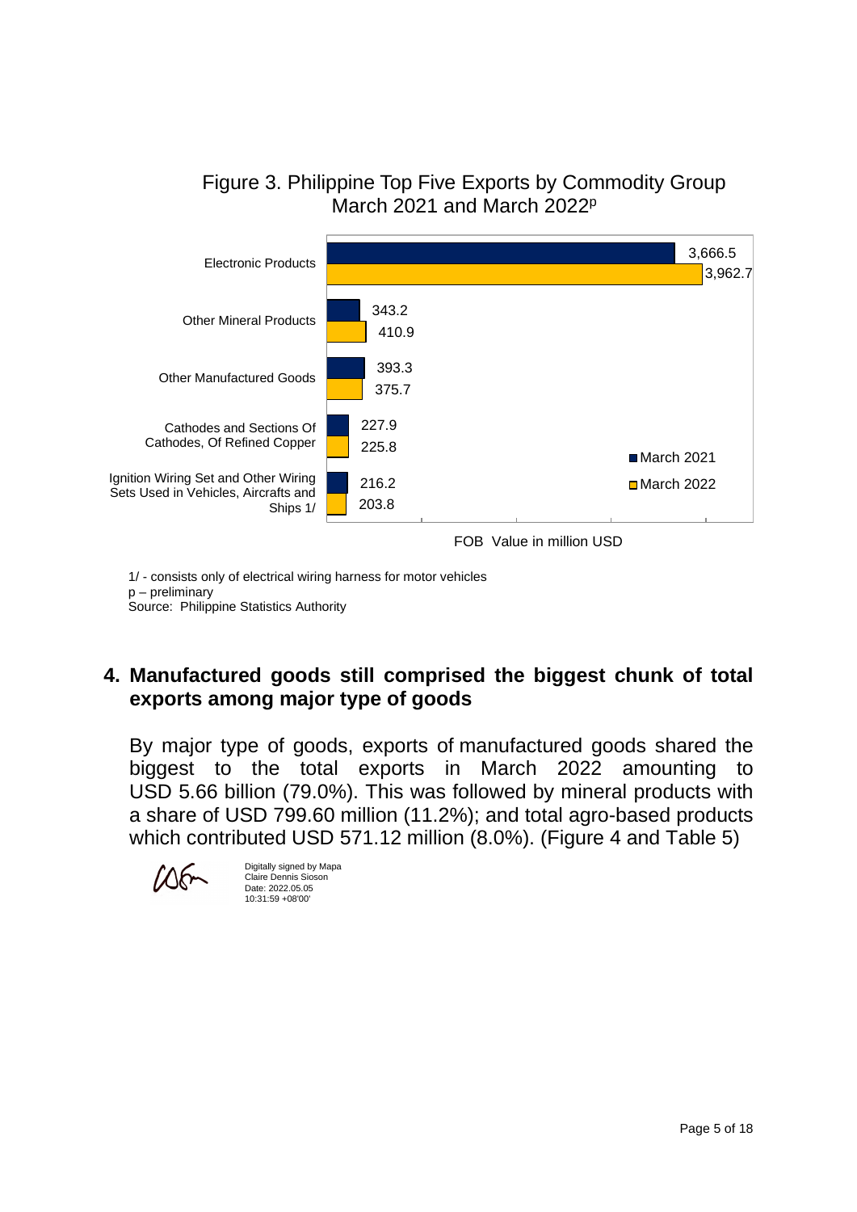Figure 3. Philippine Top Five Exports by Commodity Group
March 2021 and March 2022[p]

| Commodity Group | March 2021 | March 2022 |
|---|---|---|
| Electronic Products | 3,666.5 | 3,962.7 |
| Other Mineral Products | 343.2 | 410.9 |
| Other Manufactured Goods | 393.3 | 375.7 |
| Cathodes and Sections Of Cathodes, Of Refined Copper | 227.9 | 225.8 |
| Ignition Wiring Set and Other Wiring Sets Used in Vehicles, Aircrafts and Ships 1/ | 216.2 | 203.8 |

FOB Value in million USD

1/ - consists only of electrical wiring harness for motor vehicles
p – preliminary
Source: Philippine Statistics Authority

## 4. Manufactured goods still comprised the biggest chunk of total exports among major type of goods

By major type of goods, exports of manufactured goods shared the biggest to the total exports in March 2022 amounting to USD 5.66 billion (79.0%). This was followed by mineral products with a share of USD 799.60 million (11.2%); and total agro-based products which contributed USD 571.12 million (8.0%). (Figure 4 and Table 5)

Digitally signed by Mapa Claire Dennis Sioson
Date: 2022.05.05 10:31:59 +08'00'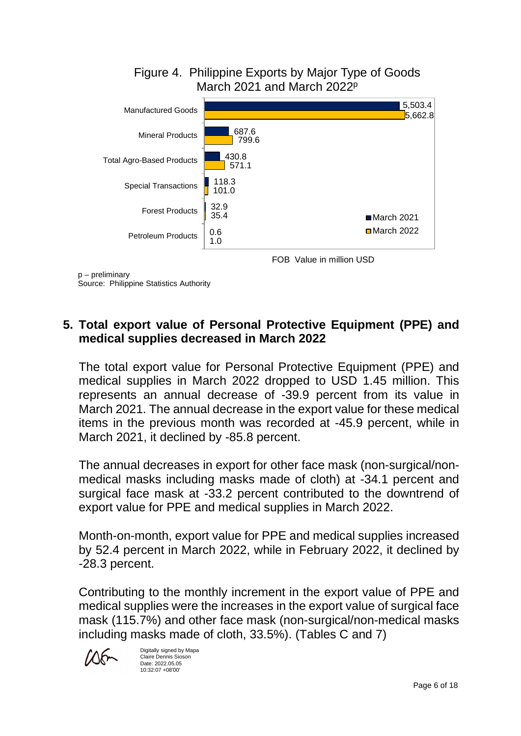Figure 4. Philippine Exports by Major Type of Goods
March 2021 and March 2022p

| Major Type of Goods | March 2021 | March 2022 |
|---|---|---|
| Manufactured Goods | 5,503.4 | 5,662.8 |
| Mineral Products | 687.6 | 799.6 |
| Total Agro-Based Products | 430.8 | 571.1 |
| Special Transactions | 118.3 | 101.0 |
| Forest Products | 32.9 | 35.4 |
| Petroleum Products | 0.6 | 1.0 |

FOB Value in million USD

p – preliminary
Source: Philippine Statistics Authority

## 5. Total export value of Personal Protective Equipment (PPE) and medical supplies decreased in March 2022

The total export value for Personal Protective Equipment (PPE) and medical supplies in March 2022 dropped to USD 1.45 million. This represents an annual decrease of -39.9 percent from its value in March 2021. The annual decrease in the export value for these medical items in the previous month was recorded at -45.9 percent, while in March 2021, it declined by -85.8 percent.

The annual decreases in export for other face mask (non-surgical/non-medical masks including masks made of cloth) at -34.1 percent and surgical face mask at -33.2 percent contributed to the downtrend of export value for PPE and medical supplies in March 2022.

Month-on-month, export value for PPE and medical supplies increased by 52.4 percent in March 2022, while in February 2022, it declined by -28.3 percent.

Contributing to the monthly increment in the export value of PPE and medical supplies were the increases in the export value of surgical face mask (115.7%) and other face mask (non-surgical/non-medical masks including masks made of cloth, 33.5%). (Tables C and 7)

Digitally signed by Mapa Claire Dennis Sioson
Date: 2022.05.05 10:32:07 +08'00'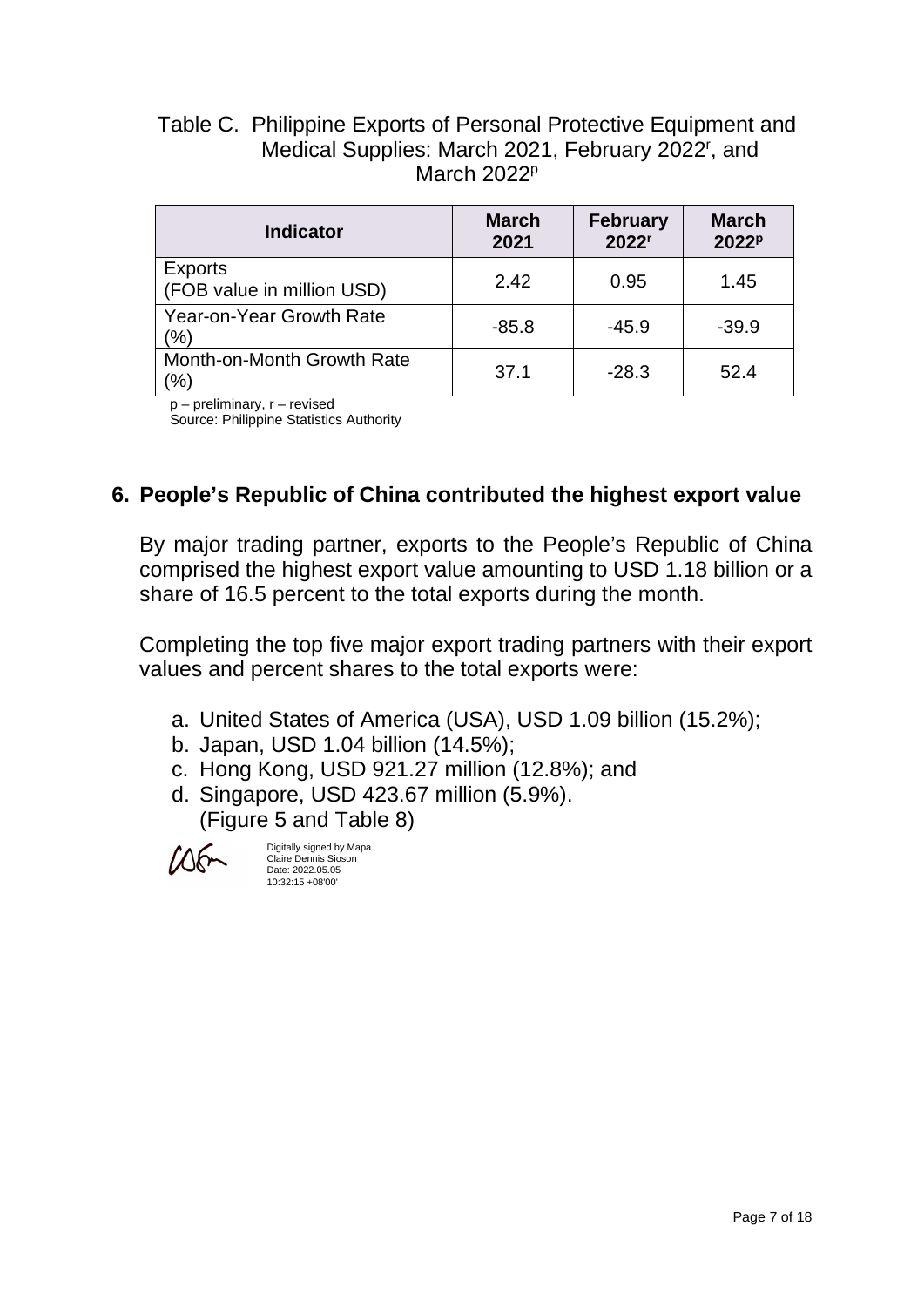Table C. Philippine Exports of Personal Protective Equipment and Medical Supplies: March 2021, February 2022[r], and March 2022[p]

| Indicator | March 2021 | February 2022[r] | March 2022[p] |
|---|---|---|---|
| Exports (FOB value in million USD) | 2.42 | 0.95 | 1.45 |
| Year-on-Year Growth Rate (%) | -85.8 | -45.9 | -39.9 |
| Month-on-Month Growth Rate (%) | 37.1 | -28.3 | 52.4 |

p – preliminary, r – revised
Source: Philippine Statistics Authority

## 6. People's Republic of China contributed the highest export value

By major trading partner, exports to the People's Republic of China comprised the highest export value amounting to USD 1.18 billion or a share of 16.5 percent to the total exports during the month.

Completing the top five major export trading partners with their export values and percent shares to the total exports were:

a. United States of America (USA), USD 1.09 billion (15.2%);
b. Japan, USD 1.04 billion (14.5%);
c. Hong Kong, USD 921.27 million (12.8%); and
d. Singapore, USD 423.67 million (5.9%).
(Figure 5 and Table 8)

Digitally signed by Mapa Claire Dennis Sioson
Date: 2022.05.05 10:32:15 +08'00'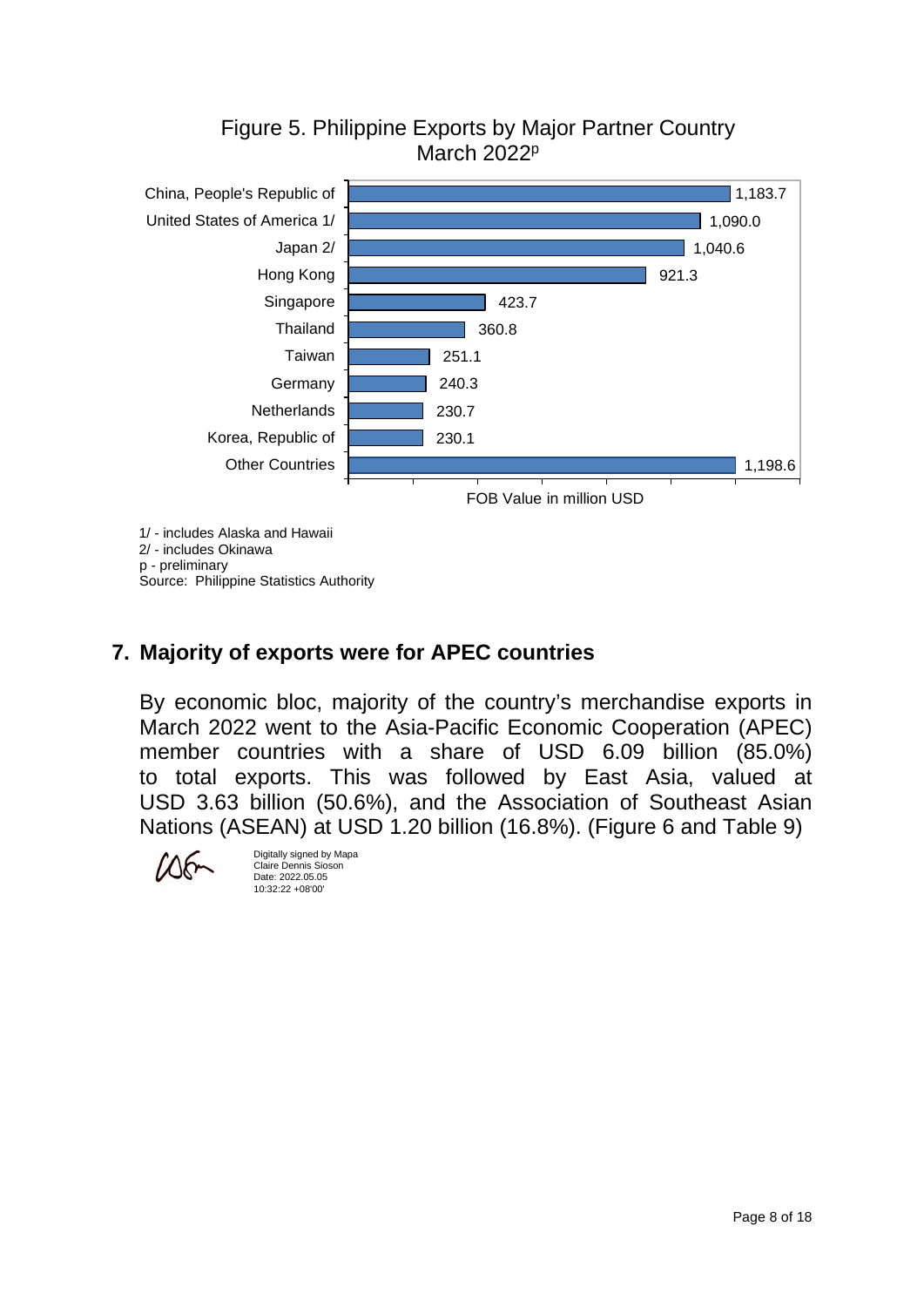Figure 5. Philippine Exports by Major Partner Country
March 2022p

| Country | FOB Value in million USD |
|---|---|
| China, People's Republic of | 1,183.7 |
| United States of America 1/ | 1,090.0 |
| Japan 2/ | 1,040.6 |
| Hong Kong | 921.3 |
| Singapore | 423.7 |
| Thailand | 360.8 |
| Taiwan | 251.1 |
| Germany | 240.3 |
| Netherlands | 230.7 |
| Korea, Republic of | 230.1 |
| Other Countries | 1,198.6 |

1/ - includes Alaska and Hawaii
2/ - includes Okinawa
p - preliminary
Source: Philippine Statistics Authority

## 7. Majority of exports were for APEC countries

By economic bloc, majority of the country's merchandise exports in March 2022 went to the Asia-Pacific Economic Cooperation (APEC) member countries with a share of USD 6.09 billion (85.0%) to total exports. This was followed by East Asia, valued at USD 3.63 billion (50.6%), and the Association of Southeast Asian Nations (ASEAN) at USD 1.20 billion (16.8%). (Figure 6 and Table 9)

Digitally signed by Mapa Claire Dennis Sioson
Date: 2022.05.05 10:32:22 +08'00'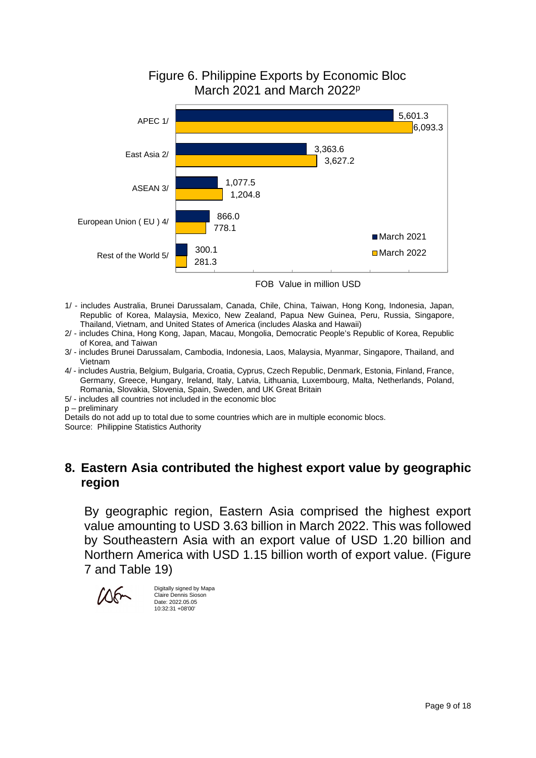Figure 6. Philippine Exports by Economic Bloc
March 2021 and March 2022[p]

| Economic Bloc | March 2021 | March 2022 |
| --- | --- | --- |
| APEC 1/ | 5,601.3 | 6,093.3 |
| East Asia 2/ | 3,363.6 | 3,627.2 |
| ASEAN 3/ | 1,077.5 | 1,204.8 |
| European Union ( EU ) 4/ | 866.0 | 778.1 |
| Rest of the World 5/ | 300.1 | 281.3 |

FOB Value in million USD

1/ - includes Australia, Brunei Darussalam, Canada, Chile, China, Taiwan, Hong Kong, Indonesia, Japan, Republic of Korea, Malaysia, Mexico, New Zealand, Papua New Guinea, Peru, Russia, Singapore, Thailand, Vietnam, and United States of America (includes Alaska and Hawaii)

2/ - includes China, Hong Kong, Japan, Macau, Mongolia, Democratic People's Republic of Korea, Republic of Korea, and Taiwan

3/ - includes Brunei Darussalam, Cambodia, Indonesia, Laos, Malaysia, Myanmar, Singapore, Thailand, and Vietnam

4/ - includes Austria, Belgium, Bulgaria, Croatia, Cyprus, Czech Republic, Denmark, Estonia, Finland, France, Germany, Greece, Hungary, Ireland, Italy, Latvia, Lithuania, Luxembourg, Malta, Netherlands, Poland, Romania, Slovakia, Slovenia, Spain, Sweden, and UK Great Britain

5/ - includes all countries not included in the economic bloc

p – preliminary

Details do not add up to total due to some countries which are in multiple economic blocs.

Source: Philippine Statistics Authority

## 8. Eastern Asia contributed the highest export value by geographic region

By geographic region, Eastern Asia comprised the highest export value amounting to USD 3.63 billion in March 2022. This was followed by Southeastern Asia with an export value of USD 1.20 billion and Northern America with USD 1.15 billion worth of export value. (Figure 7 and Table 19)

Digitally signed by Mapa Claire Dennis Sioson
Date: 2022.05.05 10:32:31 +08'00'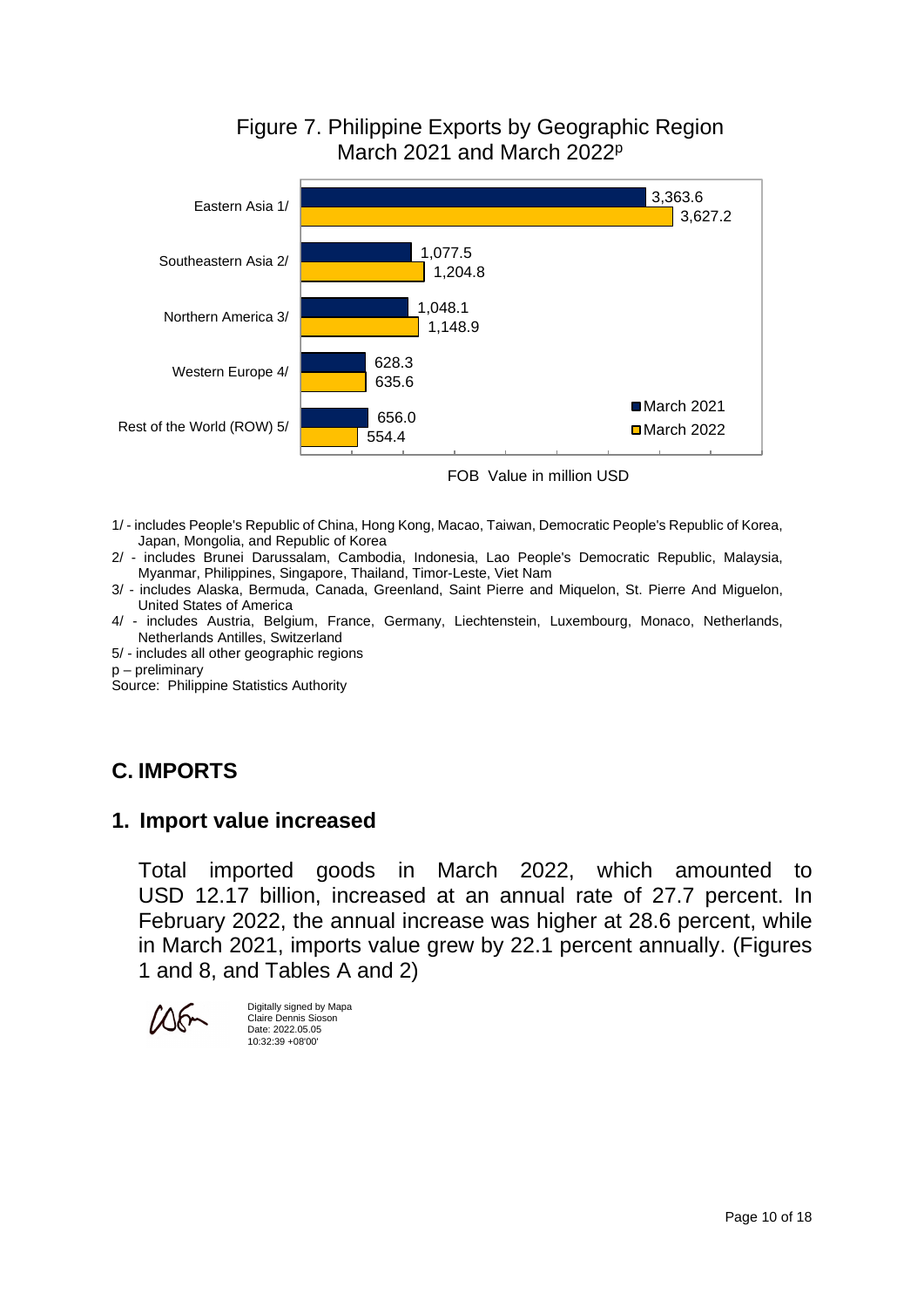Figure 7. Philippine Exports by Geographic Region
March 2021 and March 2022[p]

| Region | March 2021 | March 2022 |
|---|---|---|
| Eastern Asia 1/ | 3,363.6 | 3,627.2 |
| Southeastern Asia 2/ | 1,077.5 | 1,204.8 |
| Northern America 3/ | 1,048.1 | 1,148.9 |
| Western Europe 4/ | 628.3 | 635.6 |
| Rest of the World (ROW) 5/ | 656.0 | 554.4 |

FOB Value in million USD

1/ - includes People's Republic of China, Hong Kong, Macao, Taiwan, Democratic People's Republic of Korea, Japan, Mongolia, and Republic of Korea

2/ - includes Brunei Darussalam, Cambodia, Indonesia, Lao People's Democratic Republic, Malaysia, Myanmar, Philippines, Singapore, Thailand, Timor-Leste, Viet Nam

3/ - includes Alaska, Bermuda, Canada, Greenland, Saint Pierre and Miquelon, St. Pierre And Miguelon, United States of America

4/ - includes Austria, Belgium, France, Germany, Liechtenstein, Luxembourg, Monaco, Netherlands, Netherlands Antilles, Switzerland

5/ - includes all other geographic regions

p – preliminary

Source: Philippine Statistics Authority

## C. IMPORTS

### 1. Import value increased

Total imported goods in March 2022, which amounted to USD 12.17 billion, increased at an annual rate of 27.7 percent. In February 2022, the annual increase was higher at 28.6 percent, while in March 2021, imports value grew by 22.1 percent annually. (Figures 1 and 8, and Tables A and 2)

Digitally signed by Mapa Claire Dennis Sioson
Date: 2022.05.05 10:32:39 +08'00'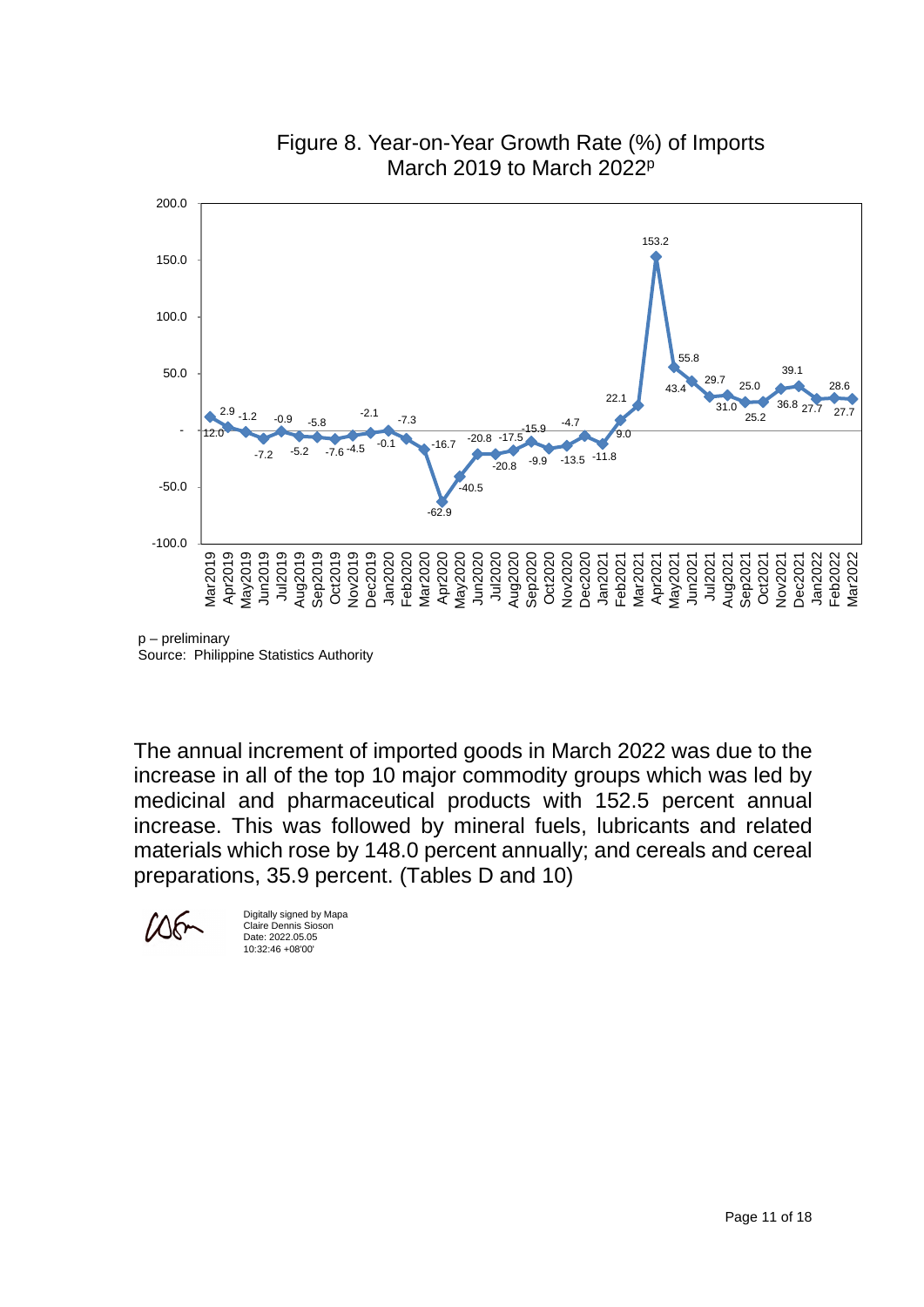Figure 8. Year-on-Year Growth Rate (%) of Imports
March 2019 to March 2022p

p – preliminary
Source: Philippine Statistics Authority

The annual increment of imported goods in March 2022 was due to the increase in all of the top 10 major commodity groups which was led by medicinal and pharmaceutical products with 152.5 percent annual increase. This was followed by mineral fuels, lubricants and related materials which rose by 148.0 percent annually; and cereals and cereal preparations, 35.9 percent. (Tables D and 10)

Digitally signed by Mapa Claire Dennis Sioson
Date: 2022.05.05 10:32:46 +08'00'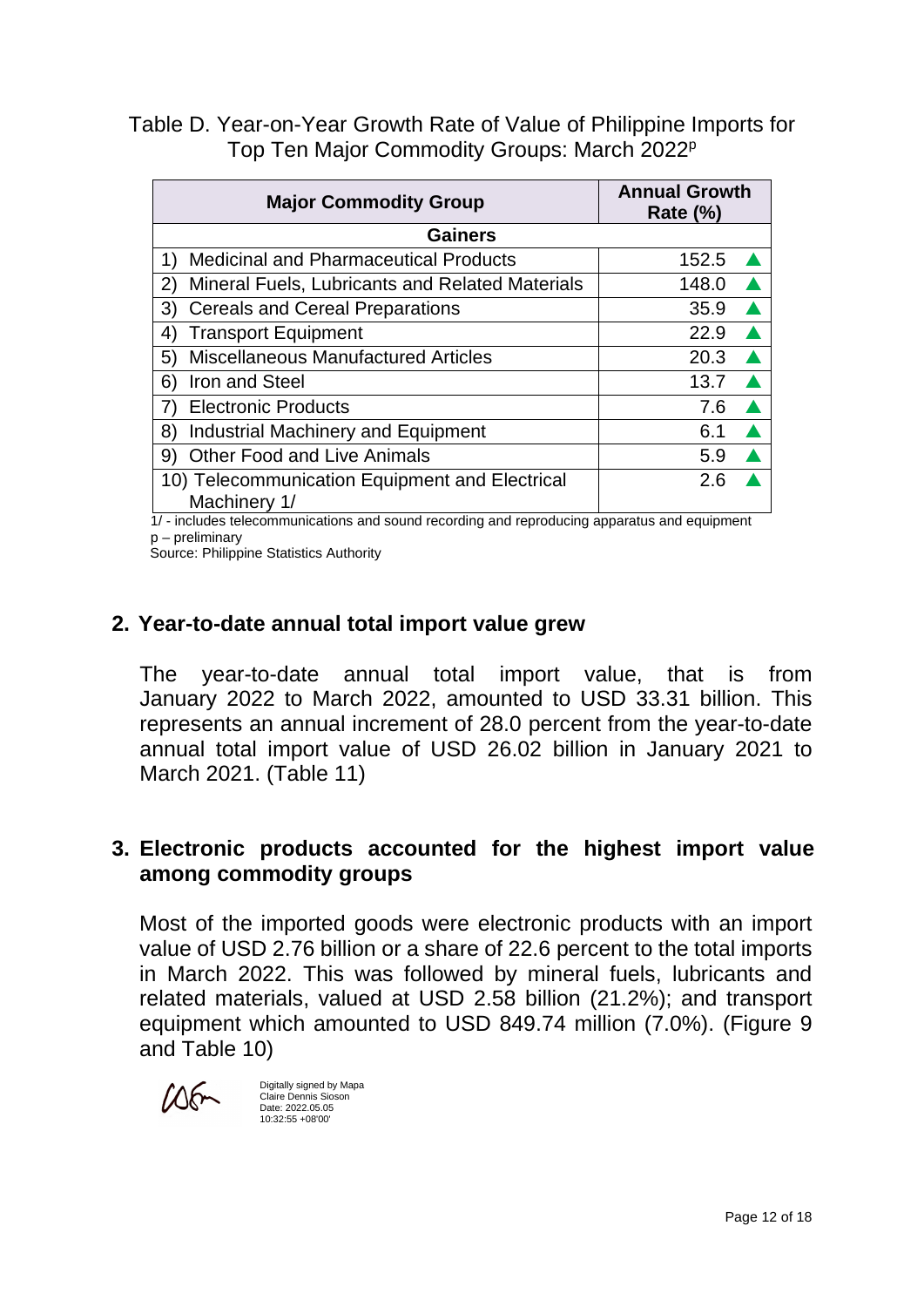Table D. Year-on-Year Growth Rate of Value of Philippine Imports for Top Ten Major Commodity Groups: March 2022p

| Major Commodity Group | Annual Growth Rate (%) |
|---|---|
| **Gainers** | |
| 1) Medicinal and Pharmaceutical Products | 152.5 ▲ |
| 2) Mineral Fuels, Lubricants and Related Materials | 148.0 ▲ |
| 3) Cereals and Cereal Preparations | 35.9 ▲ |
| 4) Transport Equipment | 22.9 ▲ |
| 5) Miscellaneous Manufactured Articles | 20.3 ▲ |
| 6) Iron and Steel | 13.7 ▲ |
| 7) Electronic Products | 7.6 ▲ |
| 8) Industrial Machinery and Equipment | 6.1 ▲ |
| 9) Other Food and Live Animals | 5.9 ▲ |
| 10) Telecommunication Equipment and Electrical Machinery 1/ | 2.6 ▲ |

1/ - includes telecommunications and sound recording and reproducing apparatus and equipment
p – preliminary
Source: Philippine Statistics Authority

## 2. Year-to-date annual total import value grew

The year-to-date annual total import value, that is from January 2022 to March 2022, amounted to USD 33.31 billion. This represents an annual increment of 28.0 percent from the year-to-date annual total import value of USD 26.02 billion in January 2021 to March 2021. (Table 11)

## 3. Electronic products accounted for the highest import value among commodity groups

Most of the imported goods were electronic products with an import value of USD 2.76 billion or a share of 22.6 percent to the total imports in March 2022. This was followed by mineral fuels, lubricants and related materials, valued at USD 2.58 billion (21.2%); and transport equipment which amounted to USD 849.74 million (7.0%). (Figure 9 and Table 10)

Digitally signed by Mapa Claire Dennis Sioson
Date: 2022.05.05 10:32:55 +08'00'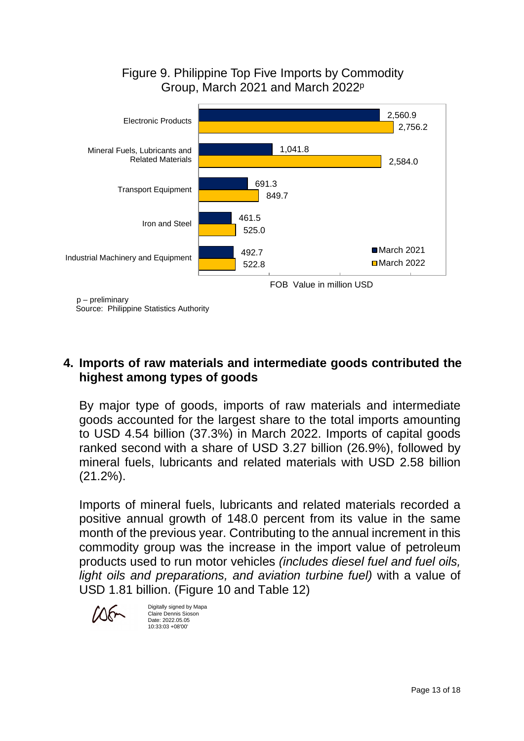Figure 9. Philippine Top Five Imports by Commodity Group, March 2021 and March 2022[p]

| Commodity Group | March 2021 | March 2022 |
|---|---|---|
| Electronic Products | 2,560.9 | 2,756.2 |
| Mineral Fuels, Lubricants and Related Materials | 1,041.8 | 2,584.0 |
| Transport Equipment | 691.3 | 849.7 |
| Iron and Steel | 461.5 | 525.0 |
| Industrial Machinery and Equipment | 492.7 | 522.8 |

FOB Value in million USD

p – preliminary
Source: Philippine Statistics Authority

## 4. Imports of raw materials and intermediate goods contributed the highest among types of goods

By major type of goods, imports of raw materials and intermediate goods accounted for the largest share to the total imports amounting to USD 4.54 billion (37.3%) in March 2022. Imports of capital goods ranked second with a share of USD 3.27 billion (26.9%), followed by mineral fuels, lubricants and related materials with USD 2.58 billion (21.2%).

Imports of mineral fuels, lubricants and related materials recorded a positive annual growth of 148.0 percent from its value in the same month of the previous year. Contributing to the annual increment in this commodity group was the increase in the import value of petroleum products used to run motor vehicles *(includes diesel fuel and fuel oils, light oils and preparations, and aviation turbine fuel)* with a value of USD 1.81 billion. (Figure 10 and Table 12)

Digitally signed by Mapa Claire Dennis Sioson
Date: 2022.05.05 10:33:03 +08'00'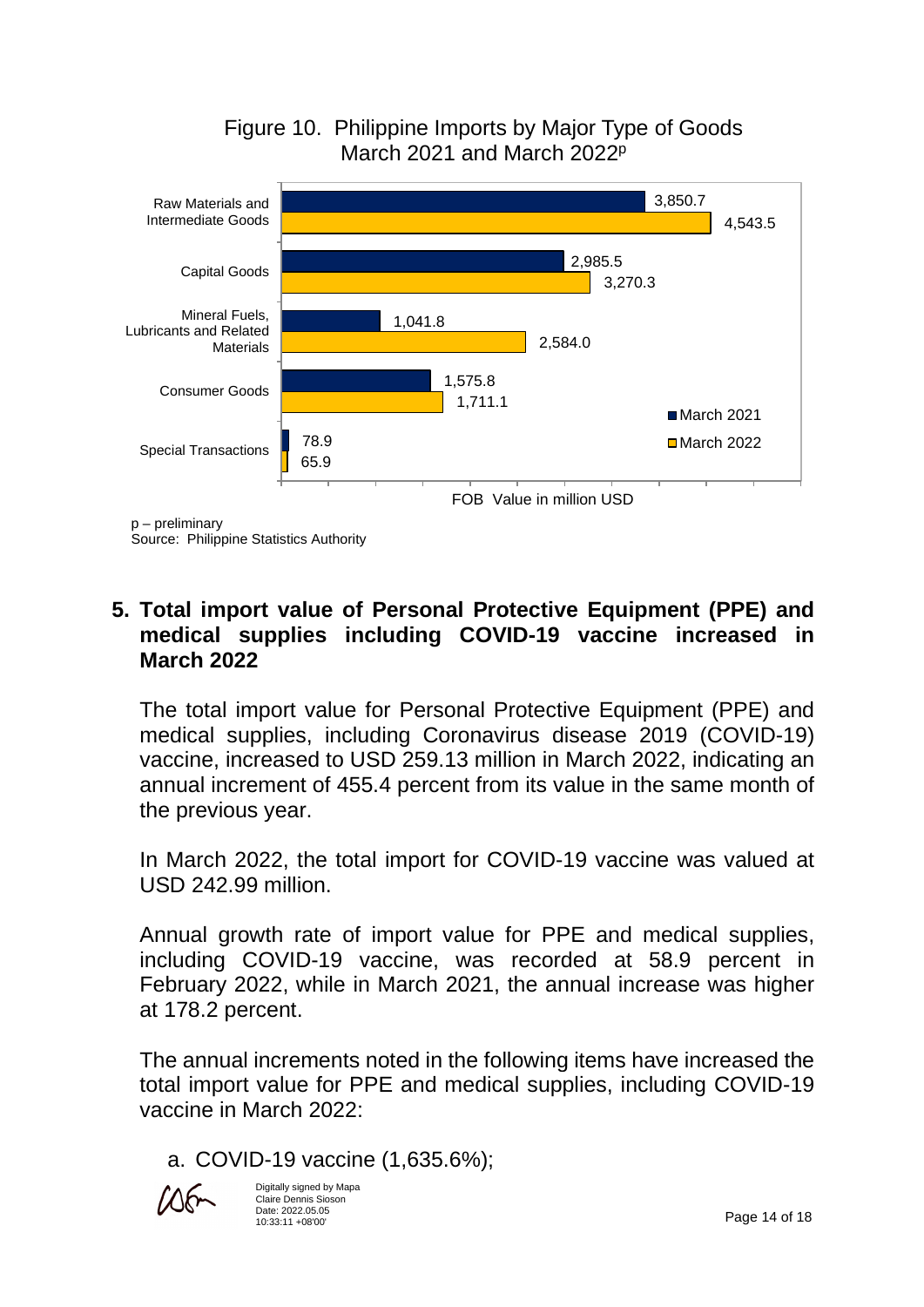Figure 10. Philippine Imports by Major Type of Goods
March 2021 and March 2022p

| Major Type of Goods | March 2021 | March 2022 |
|---|---|---|
| Raw Materials and Intermediate Goods | 3,850.7 | 4,543.5 |
| Capital Goods | 2,985.5 | 3,270.3 |
| Mineral Fuels, Lubricants and Related Materials | 1,041.8 | 2,584.0 |
| Consumer Goods | 1,575.8 | 1,711.1 |
| Special Transactions | 78.9 | 65.9 |

FOB Value in million USD

p – preliminary
Source: Philippine Statistics Authority

## 5. Total import value of Personal Protective Equipment (PPE) and medical supplies including COVID-19 vaccine increased in March 2022

The total import value for Personal Protective Equipment (PPE) and medical supplies, including Coronavirus disease 2019 (COVID-19) vaccine, increased to USD 259.13 million in March 2022, indicating an annual increment of 455.4 percent from its value in the same month of the previous year.

In March 2022, the total import for COVID-19 vaccine was valued at USD 242.99 million.

Annual growth rate of import value for PPE and medical supplies, including COVID-19 vaccine, was recorded at 58.9 percent in February 2022, while in March 2021, the annual increase was higher at 178.2 percent.

The annual increments noted in the following items have increased the total import value for PPE and medical supplies, including COVID-19 vaccine in March 2022:

a. COVID-19 vaccine (1,635.6%);

Digitally signed by Mapa Claire Dennis Sioson
Date: 2022.05.05 10:33:11 +08'00'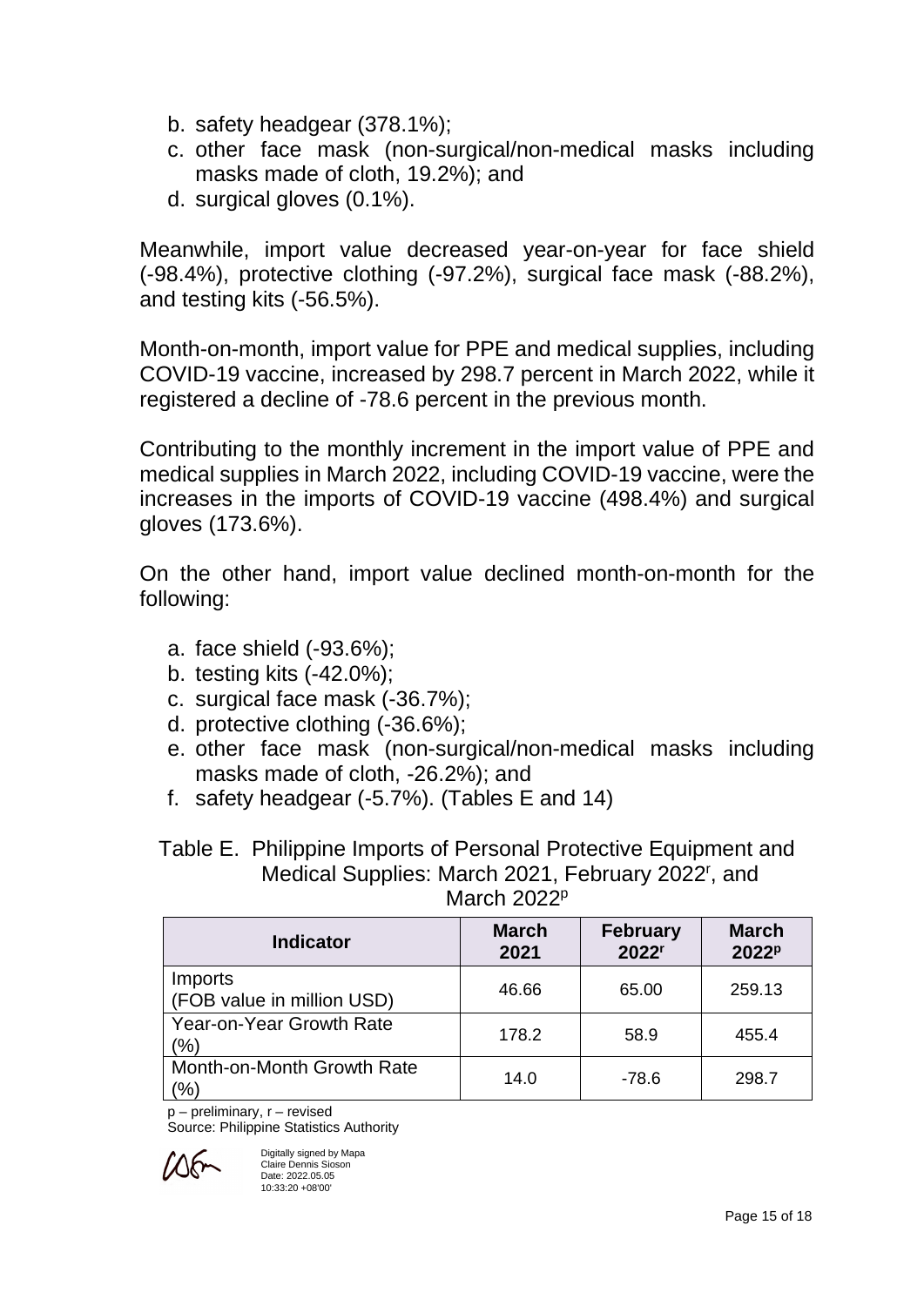b. safety headgear (378.1%);
c. other face mask (non-surgical/non-medical masks including masks made of cloth, 19.2%); and
d. surgical gloves (0.1%).

Meanwhile, import value decreased year-on-year for face shield (-98.4%), protective clothing (-97.2%), surgical face mask (-88.2%), and testing kits (-56.5%).

Month-on-month, import value for PPE and medical supplies, including COVID-19 vaccine, increased by 298.7 percent in March 2022, while it registered a decline of -78.6 percent in the previous month.

Contributing to the monthly increment in the import value of PPE and medical supplies in March 2022, including COVID-19 vaccine, were the increases in the imports of COVID-19 vaccine (498.4%) and surgical gloves (173.6%).

On the other hand, import value declined month-on-month for the following:

a. face shield (-93.6%);
b. testing kits (-42.0%);
c. surgical face mask (-36.7%);
d. protective clothing (-36.6%);
e. other face mask (non-surgical/non-medical masks including masks made of cloth, -26.2%); and
f. safety headgear (-5.7%). (Tables E and 14)

Table E. Philippine Imports of Personal Protective Equipment and Medical Supplies: March 2021, February 2022[r], and March 2022[p]

| Indicator | March 2021 | February 2022[r] | March 2022[p] |
|---|---|---|---|
| Imports (FOB value in million USD) | 46.66 | 65.00 | 259.13 |
| Year-on-Year Growth Rate (%) | 178.2 | 58.9 | 455.4 |
| Month-on-Month Growth Rate (%) | 14.0 | -78.6 | 298.7 |

p – preliminary, r – revised
Source: Philippine Statistics Authority

Digitally signed by Mapa Claire Dennis Sioson
Date: 2022.05.05 10:33:20 +08'00'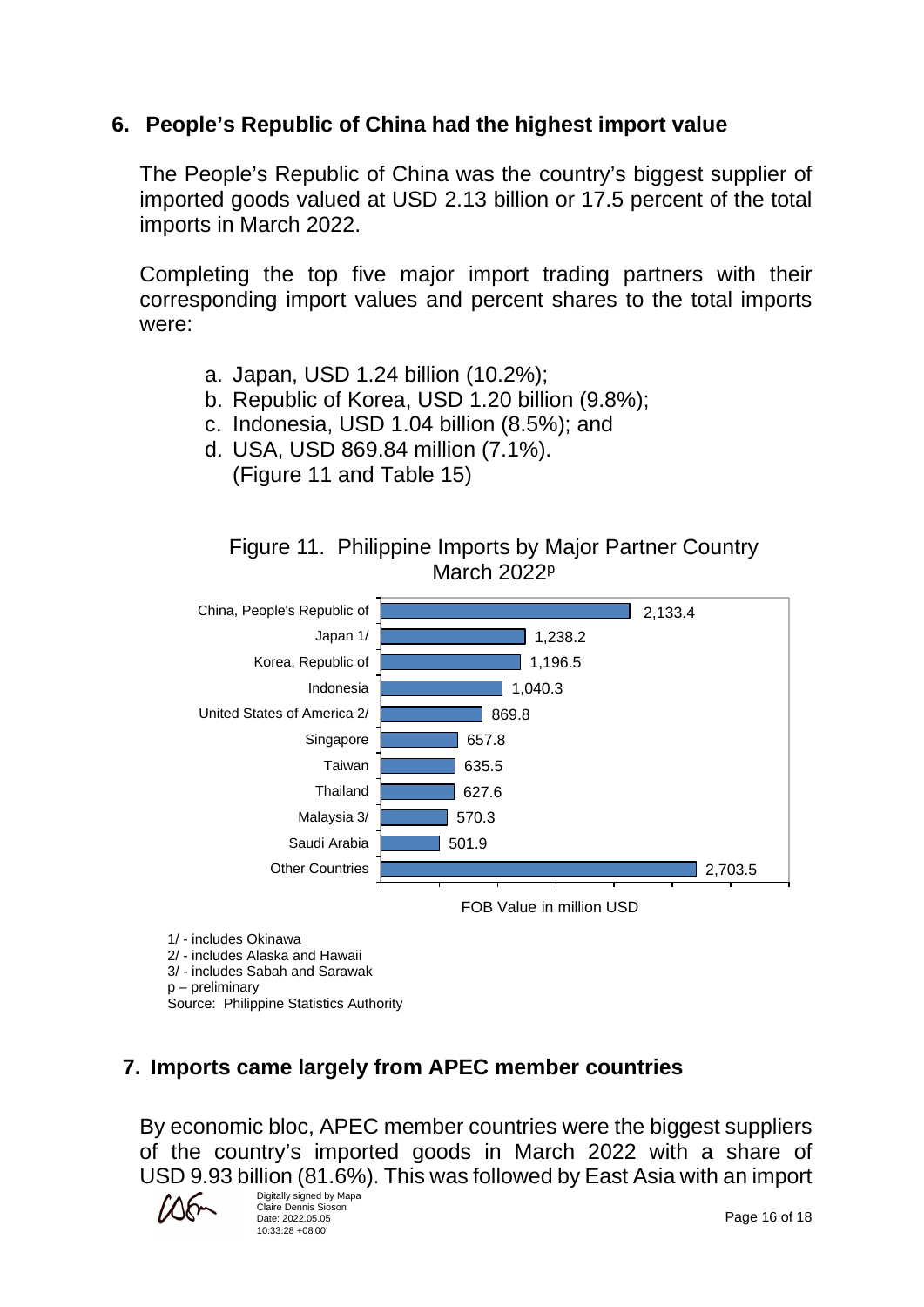## 6. People's Republic of China had the highest import value

The People's Republic of China was the country's biggest supplier of imported goods valued at USD 2.13 billion or 17.5 percent of the total imports in March 2022.

Completing the top five major import trading partners with their corresponding import values and percent shares to the total imports were:

a. Japan, USD 1.24 billion (10.2%);
b. Republic of Korea, USD 1.20 billion (9.8%);
c. Indonesia, USD 1.04 billion (8.5%); and
d. USA, USD 869.84 million (7.1%).
   (Figure 11 and Table 15)

Figure 11. Philippine Imports by Major Partner Country March 2022p

| Country | FOB Value in million USD |
|---|---|
| China, People's Republic of | 2,133.4 |
| Japan 1/ | 1,238.2 |
| Korea, Republic of | 1,196.5 |
| Indonesia | 1,040.3 |
| United States of America 2/ | 869.8 |
| Singapore | 657.8 |
| Taiwan | 635.5 |
| Thailand | 627.6 |
| Malaysia 3/ | 570.3 |
| Saudi Arabia | 501.9 |
| Other Countries | 2,703.5 |

1/ - includes Okinawa
2/ - includes Alaska and Hawaii
3/ - includes Sabah and Sarawak
p – preliminary
Source: Philippine Statistics Authority

## 7. Imports came largely from APEC member countries

By economic bloc, APEC member countries were the biggest suppliers of the country's imported goods in March 2022 with a share of USD 9.93 billion (81.6%). This was followed by East Asia with an import

Digitally signed by Mapa Claire Dennis Sioson
Date: 2022.05.05 10:33:28 +08'00'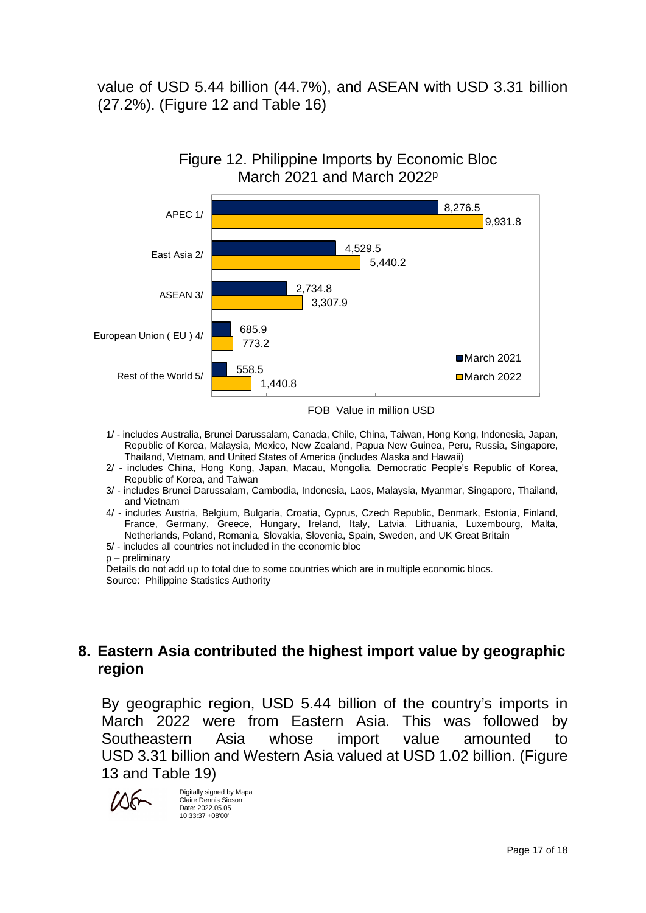value of USD 5.44 billion (44.7%), and ASEAN with USD 3.31 billion (27.2%). (Figure 12 and Table 16)

Figure 12. Philippine Imports by Economic Bloc
March 2021 and March 2022p

| Economic Bloc | March 2021 | March 2022 |
|---|---|---|
| APEC 1/ | 8,276.5 | 9,931.8 |
| East Asia 2/ | 4,529.5 | 5,440.2 |
| ASEAN 3/ | 2,734.8 | 3,307.9 |
| European Union ( EU ) 4/ | 685.9 | 773.2 |
| Rest of the World 5/ | 558.5 | 1,440.8 |

FOB Value in million USD

1/ - includes Australia, Brunei Darussalam, Canada, Chile, China, Taiwan, Hong Kong, Indonesia, Japan, Republic of Korea, Malaysia, Mexico, New Zealand, Papua New Guinea, Peru, Russia, Singapore, Thailand, Vietnam, and United States of America (includes Alaska and Hawaii)
2/ - includes China, Hong Kong, Japan, Macau, Mongolia, Democratic People's Republic of Korea, Republic of Korea, and Taiwan
3/ - includes Brunei Darussalam, Cambodia, Indonesia, Laos, Malaysia, Myanmar, Singapore, Thailand, and Vietnam
4/ - includes Austria, Belgium, Bulgaria, Croatia, Cyprus, Czech Republic, Denmark, Estonia, Finland, France, Germany, Greece, Hungary, Ireland, Italy, Latvia, Lithuania, Luxembourg, Malta, Netherlands, Poland, Romania, Slovakia, Slovenia, Spain, Sweden, and UK Great Britain
5/ - includes all countries not included in the economic bloc
p – preliminary
Details do not add up to total due to some countries which are in multiple economic blocs.
Source: Philippine Statistics Authority

## 8. Eastern Asia contributed the highest import value by geographic region

By geographic region, USD 5.44 billion of the country's imports in March 2022 were from Eastern Asia. This was followed by Southeastern Asia whose import value amounted to USD 3.31 billion and Western Asia valued at USD 1.02 billion. (Figure 13 and Table 19)

Digitally signed by Mapa Claire Dennis Sioson
Date: 2022.05.05 10:33:37 +08'00'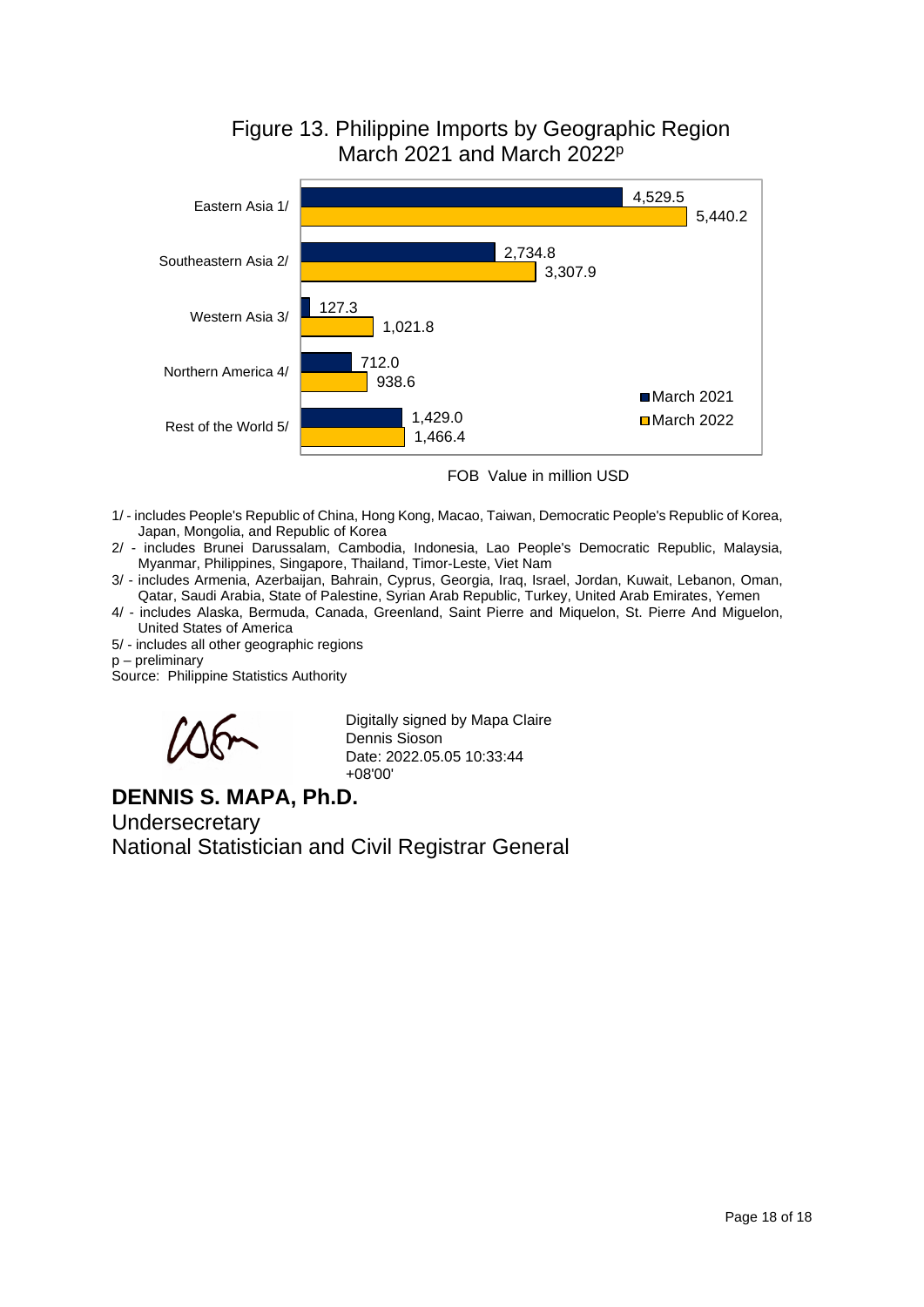## Figure 13. Philippine Imports by Geographic Region March 2021 and March 2022p

| Region | March 2021 | March 2022 |
|---|---|---|
| Eastern Asia 1/ | 4,529.5 | 5,440.2 |
| Southeastern Asia 2/ | 2,734.8 | 3,307.9 |
| Western Asia 3/ | 127.3 | 1,021.8 |
| Northern America 4/ | 712.0 | 938.6 |
| Rest of the World 5/ | 1,429.0 | 1,466.4 |

FOB Value in million USD

1/ - includes People's Republic of China, Hong Kong, Macao, Taiwan, Democratic People's Republic of Korea, Japan, Mongolia, and Republic of Korea

2/ - includes Brunei Darussalam, Cambodia, Indonesia, Lao People's Democratic Republic, Malaysia, Myanmar, Philippines, Singapore, Thailand, Timor-Leste, Viet Nam

3/ - includes Armenia, Azerbaijan, Bahrain, Cyprus, Georgia, Iraq, Israel, Jordan, Kuwait, Lebanon, Oman, Qatar, Saudi Arabia, State of Palestine, Syrian Arab Republic, Turkey, United Arab Emirates, Yemen

4/ - includes Alaska, Bermuda, Canada, Greenland, Saint Pierre and Miquelon, St. Pierre And Miguelon, United States of America

5/ - includes all other geographic regions

p – preliminary

Source: Philippine Statistics Authority

Digitally signed by Mapa Claire Dennis Sioson
Date: 2022.05.05 10:33:44 +08'00'

**DENNIS S. MAPA, Ph.D.**
Undersecretary
National Statistician and Civil Registrar General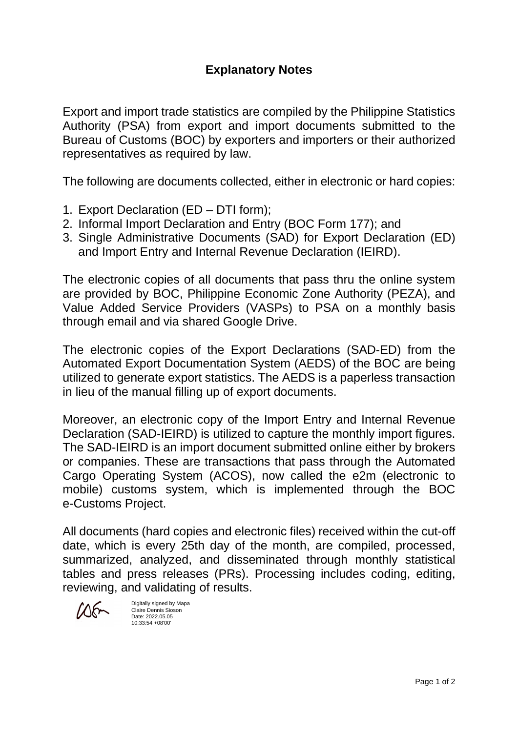# Explanatory Notes

Export and import trade statistics are compiled by the Philippine Statistics Authority (PSA) from export and import documents submitted to the Bureau of Customs (BOC) by exporters and importers or their authorized representatives as required by law.

The following are documents collected, either in electronic or hard copies:

1. Export Declaration (ED – DTI form);
2. Informal Import Declaration and Entry (BOC Form 177); and
3. Single Administrative Documents (SAD) for Export Declaration (ED) and Import Entry and Internal Revenue Declaration (IEIRD).

The electronic copies of all documents that pass thru the online system are provided by BOC, Philippine Economic Zone Authority (PEZA), and Value Added Service Providers (VASPs) to PSA on a monthly basis through email and via shared Google Drive.

The electronic copies of the Export Declarations (SAD-ED) from the Automated Export Documentation System (AEDS) of the BOC are being utilized to generate export statistics. The AEDS is a paperless transaction in lieu of the manual filling up of export documents.

Moreover, an electronic copy of the Import Entry and Internal Revenue Declaration (SAD-IEIRD) is utilized to capture the monthly import figures. The SAD-IEIRD is an import document submitted online either by brokers or companies. These are transactions that pass through the Automated Cargo Operating System (ACOS), now called the e2m (electronic to mobile) customs system, which is implemented through the BOC e-Customs Project.

All documents (hard copies and electronic files) received within the cut-off date, which is every 25th day of the month, are compiled, processed, summarized, analyzed, and disseminated through monthly statistical tables and press releases (PRs). Processing includes coding, editing, reviewing, and validating of results.

Digitally signed by Mapa Claire Dennis Sioson
Date: 2022.05.05 10:33:54 +08'00'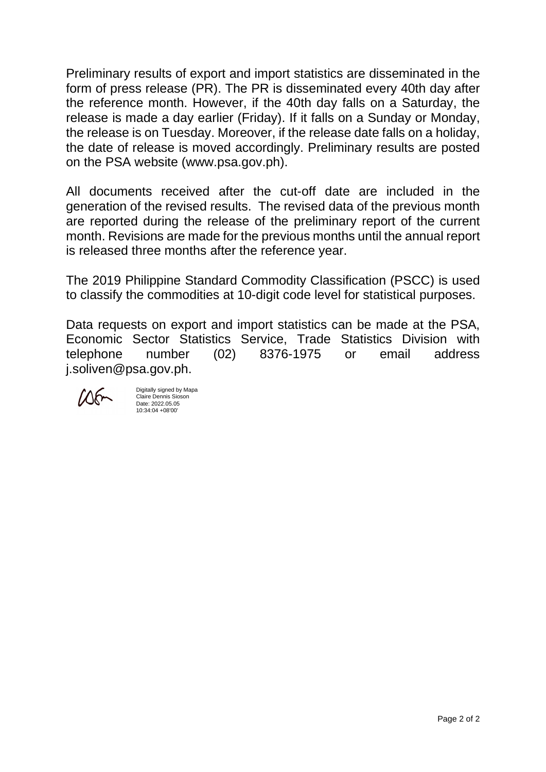Preliminary results of export and import statistics are disseminated in the form of press release (PR). The PR is disseminated every 40th day after the reference month. However, if the 40th day falls on a Saturday, the release is made a day earlier (Friday). If it falls on a Sunday or Monday, the release is on Tuesday. Moreover, if the release date falls on a holiday, the date of release is moved accordingly. Preliminary results are posted on the PSA website (www.psa.gov.ph).

All documents received after the cut-off date are included in the generation of the revised results. The revised data of the previous month are reported during the release of the preliminary report of the current month. Revisions are made for the previous months until the annual report is released three months after the reference year.

The 2019 Philippine Standard Commodity Classification (PSCC) is used to classify the commodities at 10-digit code level for statistical purposes.

Data requests on export and import statistics can be made at the PSA, Economic Sector Statistics Service, Trade Statistics Division with telephone number (02) 8376-1975 or email address j.soliven@psa.gov.ph.

Digitally signed by Mapa Claire Dennis Sioson
Date: 2022.05.05 10:34:04 +08'00'